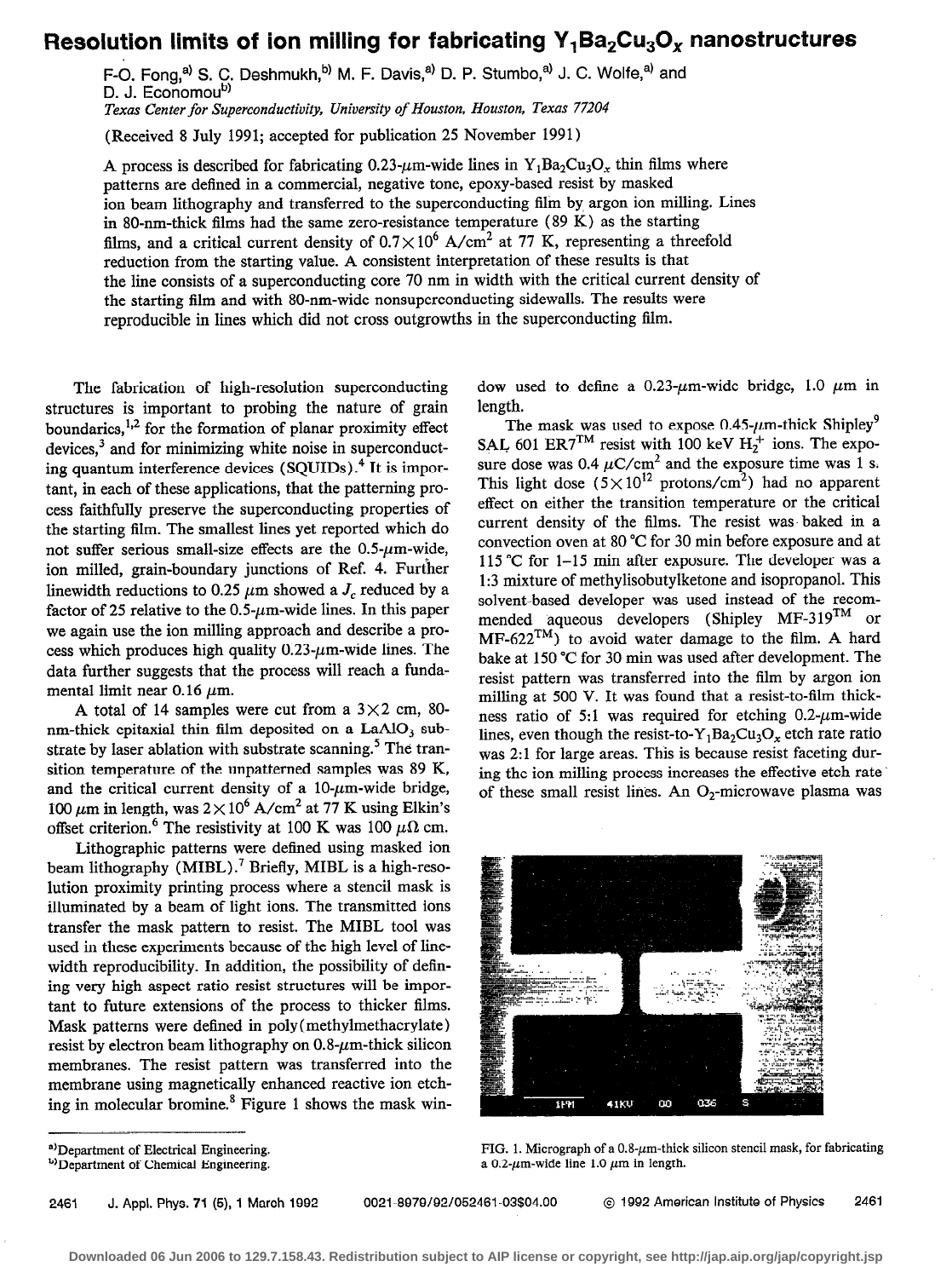# Resolution limits of ion milling for fabricating $Y_1Ba_2Cu_3O_x$ nanostructures

F-O. Fong,[a] S. C. Deshmukh,[b] M. F. Davis,[a] D. P. Stumbo,[a] J. C. Wolfe,[a] and D. J. Economou[b]

*Texas Center for Superconductivity, University of Houston, Houston, Texas 77204*

(Received 8 July 1991; accepted for publication 25 November 1991)

A process is described for fabricating 0.23-$\mu$m-wide lines in $Y_1Ba_2Cu_3O_x$ thin films where patterns are defined in a commercial, negative tone, epoxy-based resist by masked ion beam lithography and transferred to the superconducting film by argon ion milling. Lines in 80-nm-thick films had the same zero-resistance temperature (89 K) as the starting films, and a critical current density of $0.7\times10^6$ A/cm$^2$ at 77 K, representing a threefold reduction from the starting value. A consistent interpretation of these results is that the line consists of a superconducting core 70 nm in width with the critical current density of the starting film and with 80-nm-wide nonsuperconducting sidewalls. The results were reproducible in lines which did not cross outgrowths in the superconducting film.

The fabrication of high-resolution superconducting structures is important to probing the nature of grain boundaries,[1,2] for the formation of planar proximity effect devices,[3] and for minimizing white noise in superconducting quantum interference devices (SQUIDs).[4] It is important, in each of these applications, that the patterning process faithfully preserve the superconducting properties of the starting film. The smallest lines yet reported which do not suffer serious small-size effects are the 0.5-$\mu$m-wide, ion milled, grain-boundary junctions of Ref. 4. Further linewidth reductions to 0.25 $\mu$m showed a $J_c$ reduced by a factor of 25 relative to the 0.5-$\mu$m-wide lines. In this paper we again use the ion milling approach and describe a process which produces high quality 0.23-$\mu$m-wide lines. The data further suggests that the process will reach a fundamental limit near 0.16 $\mu$m.

A total of 14 samples were cut from a $3\times2$ cm, 80-nm-thick epitaxial thin film deposited on a $LaAlO_3$ substrate by laser ablation with substrate scanning.[5] The transition temperature of the unpatterned samples was 89 K, and the critical current density of a 10-$\mu$m-wide bridge, 100 $\mu$m in length, was $2\times10^6$ A/cm$^2$ at 77 K using Elkin's offset criterion.[6] The resistivity at 100 K was 100 $\mu\Omega$ cm.

Lithographic patterns were defined using masked ion beam lithography (MIBL).[7] Briefly, MIBL is a high-resolution proximity printing process where a stencil mask is illuminated by a beam of light ions. The transmitted ions transfer the mask pattern to resist. The MIBL tool was used in these experiments because of the high level of linewidth reproducibility. In addition, the possibility of defining very high aspect ratio resist structures will be important to future extensions of the process to thicker films. Mask patterns were defined in poly(methylmethacrylate) resist by electron beam lithography on 0.8-$\mu$m-thick silicon membranes. The resist pattern was transferred into the membrane using magnetically enhanced reactive ion etching in molecular bromine.[8] Figure 1 shows the mask window used to define a 0.23-$\mu$m-wide bridge, 1.0 $\mu$m in length.

The mask was used to expose 0.45-$\mu$m-thick Shipley[9] SAL 601 ER7™ resist with 100 keV $H_2^+$ ions. The exposure dose was 0.4 $\mu$C/cm$^2$ and the exposure time was 1 s. This light dose ($5\times10^{12}$ protons/cm$^2$) had no apparent effect on either the transition temperature or the critical current density of the films. The resist was baked in a convection oven at 80 °C for 30 min before exposure and at 115 °C for 1–15 min after exposure. The developer was a 1:3 mixture of methylisobutylketone and isopropanol. This solvent-based developer was used instead of the recommended aqueous developers (Shipley MF-319™ or MF-622™) to avoid water damage to the film. A hard bake at 150 °C for 30 min was used after development. The resist pattern was transferred into the film by argon ion milling at 500 V. It was found that a resist-to-film thickness ratio of 5:1 was required for etching 0.2-$\mu$m-wide lines, even though the resist-to-$Y_1Ba_2Cu_3O_x$ etch rate ratio was 2:1 for large areas. This is because resist faceting during the ion milling process increases the effective etch rate of these small resist lines. An $O_2$-microwave plasma was

FIG. 1. Micrograph of a 0.8-$\mu$m-thick silicon stencil mask, for fabricating a 0.2-$\mu$m-wide line 1.0 $\mu$m in length.

[a] Department of Electrical Engineering.
[b] Department of Chemical Engineering.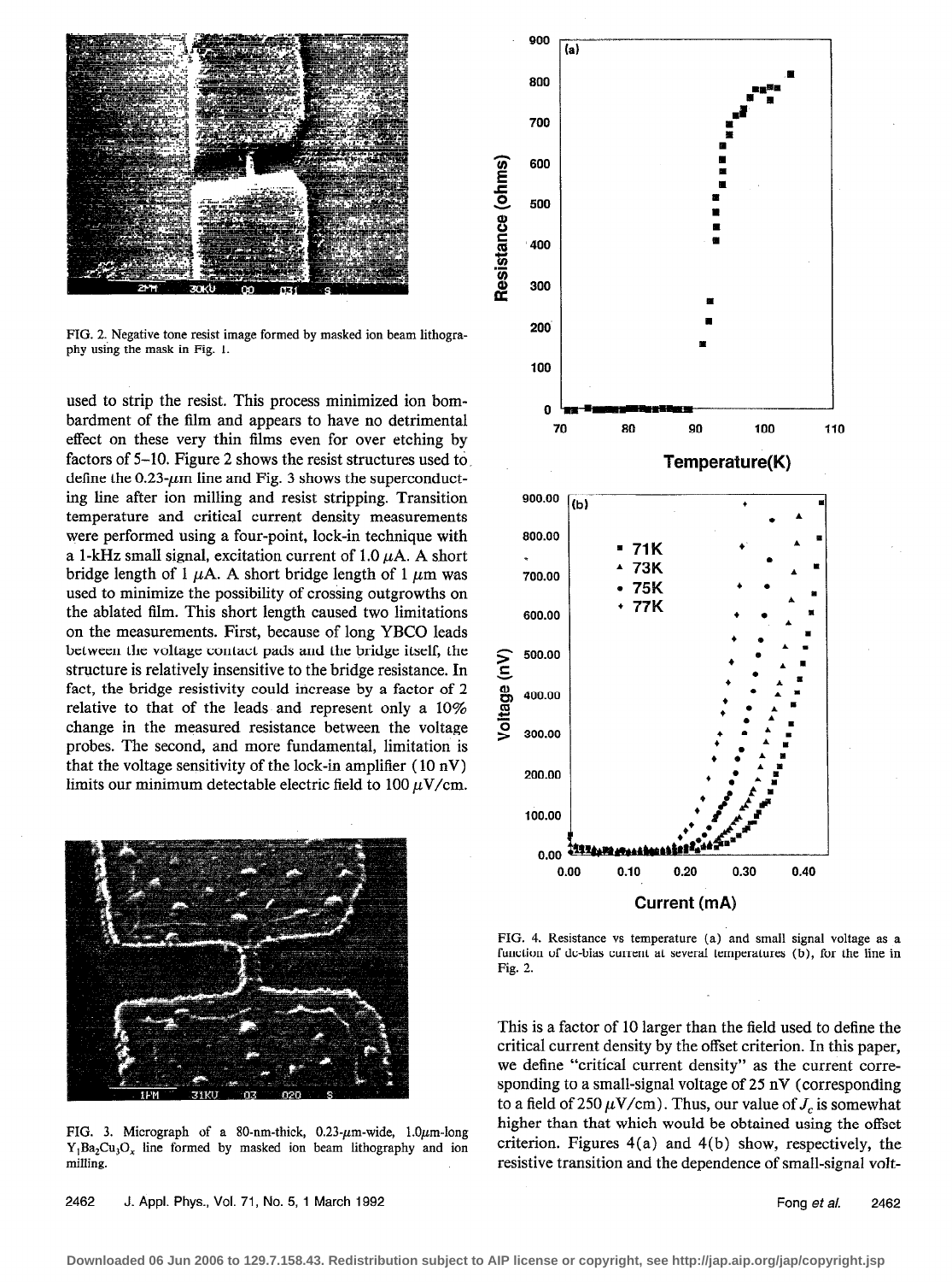FIG. 2. Negative tone resist image formed by masked ion beam lithography using the mask in Fig. 1.

used to strip the resist. This process minimized ion bombardment of the film and appears to have no detrimental effect on these very thin films even for over etching by factors of 5–10. Figure 2 shows the resist structures used to define the 0.23-$\mu$m line and Fig. 3 shows the superconducting line after ion milling and resist stripping. Transition temperature and critical current density measurements were performed using a four-point, lock-in technique with a 1-kHz small signal, excitation current of 1.0 $\mu$A. A short bridge length of 1 $\mu$A. A short bridge length of 1 $\mu$m was used to minimize the possibility of crossing outgrowths on the ablated film. This short length caused two limitations on the measurements. First, because of long YBCO leads between the voltage contact pads and the bridge itself, the structure is relatively insensitive to the bridge resistance. In fact, the bridge resistivity could increase by a factor of 2 relative to that of the leads and represent only a 10% change in the measured resistance between the voltage probes. The second, and more fundamental, limitation is that the voltage sensitivity of the lock-in amplifier (10 nV) limits our minimum detectable electric field to 100 $\mu$V/cm.

FIG. 3. Micrograph of a 80-nm-thick, 0.23-$\mu$m-wide, 1.0$\mu$m-long $Y_1Ba_2Cu_3O_x$ line formed by masked ion beam lithography and ion milling.

FIG. 4. Resistance vs temperature (a) and small signal voltage as a function of dc-bias current at several temperatures (b), for the line in Fig. 2.

This is a factor of 10 larger than the field used to define the critical current density by the offset criterion. In this paper, we define "critical current density" as the current corresponding to a small-signal voltage of 25 nV (corresponding to a field of 250 $\mu$V/cm). Thus, our value of $J_c$ is somewhat higher than that which would be obtained using the offset criterion. Figures 4(a) and 4(b) show, respectively, the resistive transition and the dependence of small-signal volt-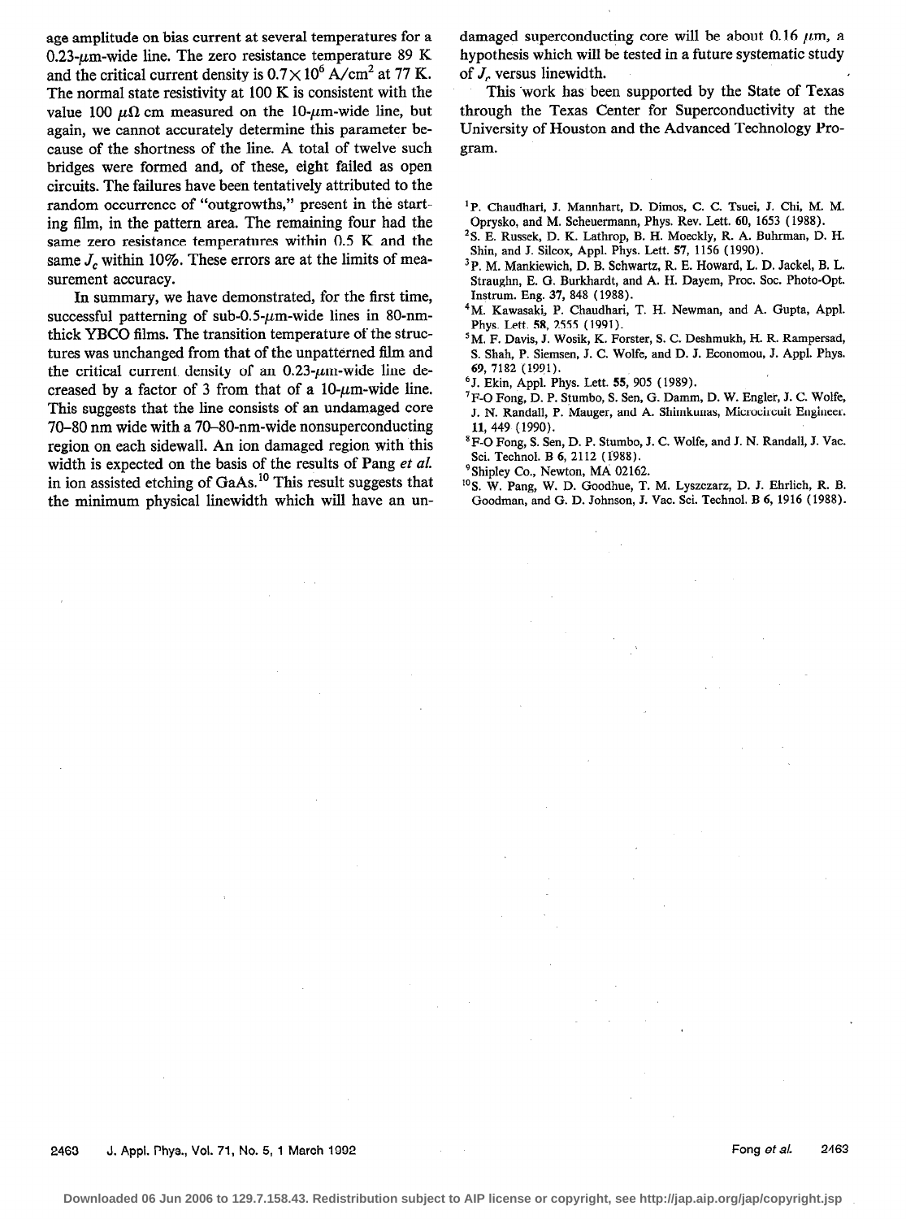age amplitude on bias current at several temperatures for a 0.23-μm-wide line. The zero resistance temperature 89 K and the critical current density is $0.7\times10^6$ A/cm$^2$ at 77 K. The normal state resistivity at 100 K is consistent with the value 100 μΩ cm measured on the 10-μm-wide line, but again, we cannot accurately determine this parameter because of the shortness of the line. A total of twelve such bridges were formed and, of these, eight failed as open circuits. The failures have been tentatively attributed to the random occurrence of "outgrowths," present in the starting film, in the pattern area. The remaining four had the same zero resistance temperatures within 0.5 K and the same $J_c$ within 10%. These errors are at the limits of measurement accuracy.

In summary, we have demonstrated, for the first time, successful patterning of sub-0.5-μm-wide lines in 80-nm-thick YBCO films. The transition temperature of the structures was unchanged from that of the unpatterned film and the critical current density of an 0.23-μm-wide line decreased by a factor of 3 from that of a 10-μm-wide line. This suggests that the line consists of an undamaged core 70–80 nm wide with a 70–80-nm-wide nonsuperconducting region on each sidewall. An ion damaged region with this width is expected on the basis of the results of Pang *et al.* in ion assisted etching of GaAs.[10] This result suggests that the minimum physical linewidth which will have an undamaged superconducting core will be about 0.16 μm, a hypothesis which will be tested in a future systematic study of $J_c$ versus linewidth.

This work has been supported by the State of Texas through the Texas Center for Superconductivity at the University of Houston and the Advanced Technology Program.

[1] P. Chaudhari, J. Mannhart, D. Dimos, C. C. Tsuei, J. Chi, M. M. Oprysko, and M. Scheuermann, Phys. Rev. Lett. **60**, 1653 (1988).

[2] S. E. Russek, D. K. Lathrop, B. H. Moeckly, R. A. Buhrman, D. H. Shin, and J. Silcox, Appl. Phys. Lett. **57**, 1156 (1990).

[3] P. M. Mankiewich, D. B. Schwartz, R. E. Howard, L. D. Jackel, B. L. Straughn, E. G. Burkhardt, and A. H. Dayem, Proc. Soc. Photo-Opt. Instrum. Eng. **37**, 848 (1988).

[4] M. Kawasaki, P. Chaudhari, T. H. Newman, and A. Gupta, Appl. Phys. Lett. **58**, 2555 (1991).

[5] M. F. Davis, J. Wosik, K. Forster, S. C. Deshmukh, H. R. Rampersad, S. Shah, P. Siemsen, J. C. Wolfe, and D. J. Economou, J. Appl. Phys. **69**, 7182 (1991).

[6] J. Ekin, Appl. Phys. Lett. **55**, 905 (1989).

[7] F-O Fong, D. P. Stumbo, S. Sen, G. Damm, D. W. Engler, J. C. Wolfe, J. N. Randall, P. Mauger, and A. Shimkunas, Microcircuit Engineer. **11**, 449 (1990).

[8] F-O Fong, S. Sen, D. P. Stumbo, J. C. Wolfe, and J. N. Randall, J. Vac. Sci. Technol. B **6**, 2112 (1988).

[9] Shipley Co., Newton, MA 02162.

[10] S. W. Pang, W. D. Goodhue, T. M. Lyszczarz, D. J. Ehrlich, R. B. Goodman, and G. D. Johnson, J. Vac. Sci. Technol. B **6**, 1916 (1988).